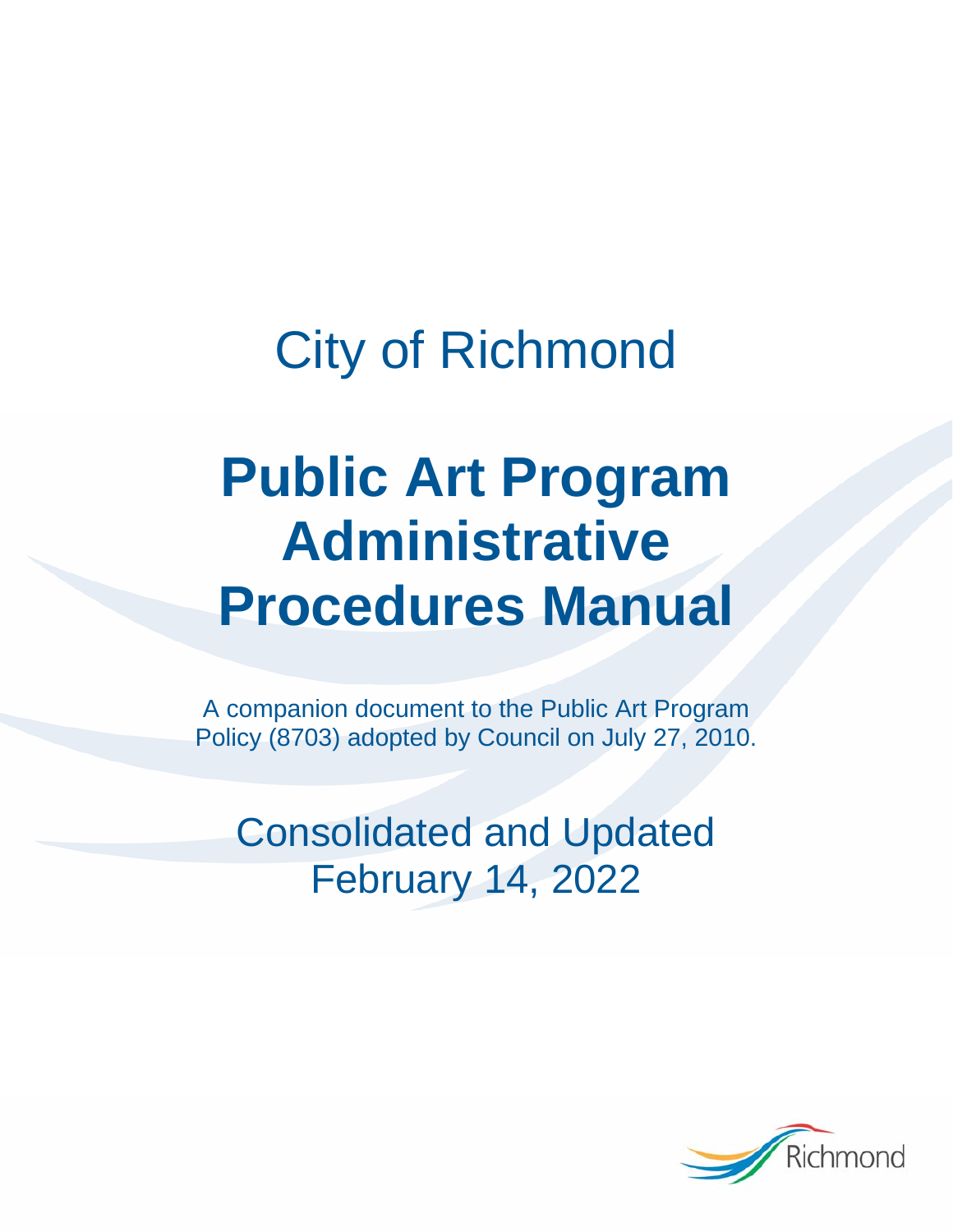City of Richmond

# Public Art Program Administrative Procedures Manual

A companion document to the Public Art Program Policy (8703) adopted by Council on July 27, 2010.

Consolidated and Updated February 14, 2022

Richmond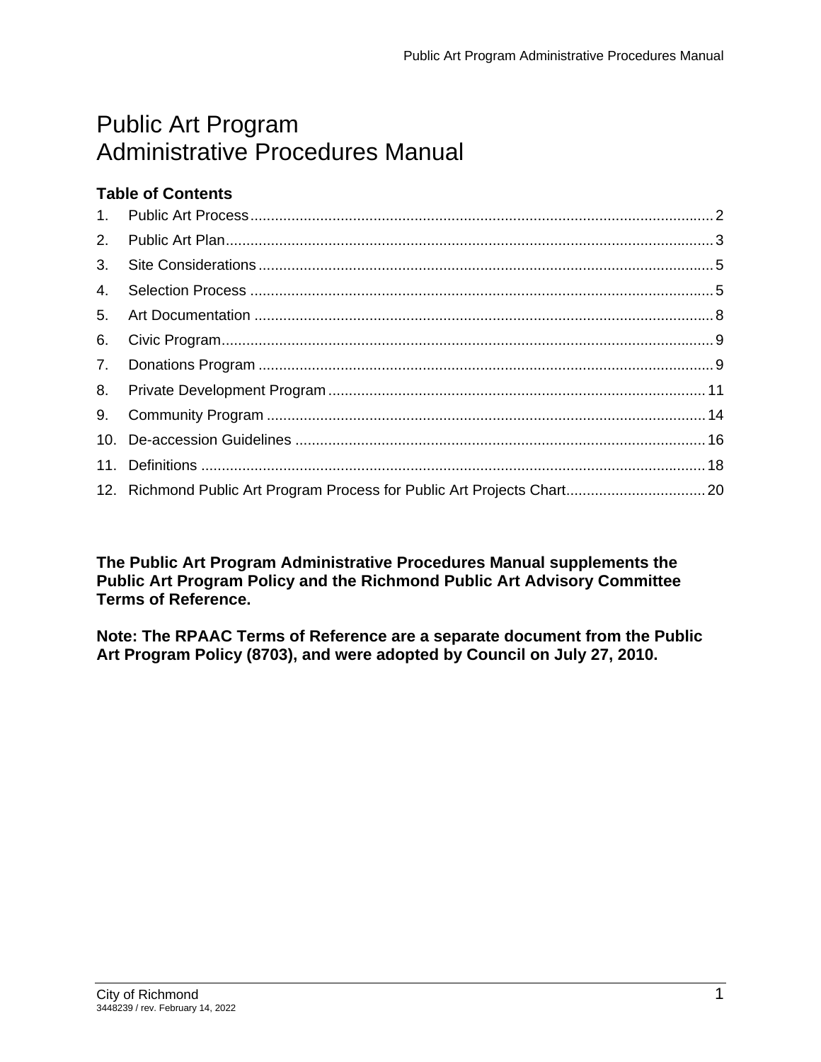# Public Art Program
# Administrative Procedures Manual

## Table of Contents

1. Public Art Process ..... 2
2. Public Art Plan ..... 3
3. Site Considerations ..... 5
4. Selection Process ..... 5
5. Art Documentation ..... 8
6. Civic Program ..... 9
7. Donations Program ..... 9
8. Private Development Program ..... 11
9. Community Program ..... 14
10. De-accession Guidelines ..... 16
11. Definitions ..... 18
12. Richmond Public Art Program Process for Public Art Projects Chart ..... 20

**The Public Art Program Administrative Procedures Manual supplements the Public Art Program Policy and the Richmond Public Art Advisory Committee Terms of Reference.**

**Note: The RPAAC Terms of Reference are a separate document from the Public Art Program Policy (8703), and were adopted by Council on July 27, 2010.**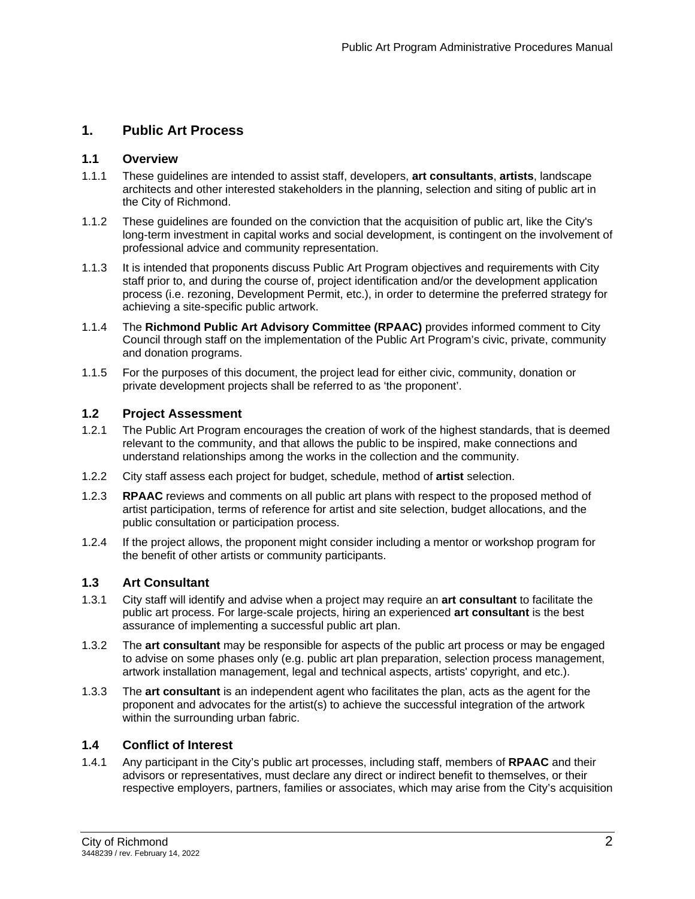# 1. Public Art Process

## 1.1 Overview

1.1.1 These guidelines are intended to assist staff, developers, **art consultants**, **artists**, landscape architects and other interested stakeholders in the planning, selection and siting of public art in the City of Richmond.

1.1.2 These guidelines are founded on the conviction that the acquisition of public art, like the City's long-term investment in capital works and social development, is contingent on the involvement of professional advice and community representation.

1.1.3 It is intended that proponents discuss Public Art Program objectives and requirements with City staff prior to, and during the course of, project identification and/or the development application process (i.e. rezoning, Development Permit, etc.), in order to determine the preferred strategy for achieving a site-specific public artwork.

1.1.4 The **Richmond Public Art Advisory Committee (RPAAC)** provides informed comment to City Council through staff on the implementation of the Public Art Program's civic, private, community and donation programs.

1.1.5 For the purposes of this document, the project lead for either civic, community, donation or private development projects shall be referred to as 'the proponent'.

## 1.2 Project Assessment

1.2.1 The Public Art Program encourages the creation of work of the highest standards, that is deemed relevant to the community, and that allows the public to be inspired, make connections and understand relationships among the works in the collection and the community.

1.2.2 City staff assess each project for budget, schedule, method of **artist** selection.

1.2.3 **RPAAC** reviews and comments on all public art plans with respect to the proposed method of artist participation, terms of reference for artist and site selection, budget allocations, and the public consultation or participation process.

1.2.4 If the project allows, the proponent might consider including a mentor or workshop program for the benefit of other artists or community participants.

## 1.3 Art Consultant

1.3.1 City staff will identify and advise when a project may require an **art consultant** to facilitate the public art process. For large-scale projects, hiring an experienced **art consultant** is the best assurance of implementing a successful public art plan.

1.3.2 The **art consultant** may be responsible for aspects of the public art process or may be engaged to advise on some phases only (e.g. public art plan preparation, selection process management, artwork installation management, legal and technical aspects, artists' copyright, and etc.).

1.3.3 The **art consultant** is an independent agent who facilitates the plan, acts as the agent for the proponent and advocates for the artist(s) to achieve the successful integration of the artwork within the surrounding urban fabric.

## 1.4 Conflict of Interest

1.4.1 Any participant in the City's public art processes, including staff, members of **RPAAC** and their advisors or representatives, must declare any direct or indirect benefit to themselves, or their respective employers, partners, families or associates, which may arise from the City's acquisition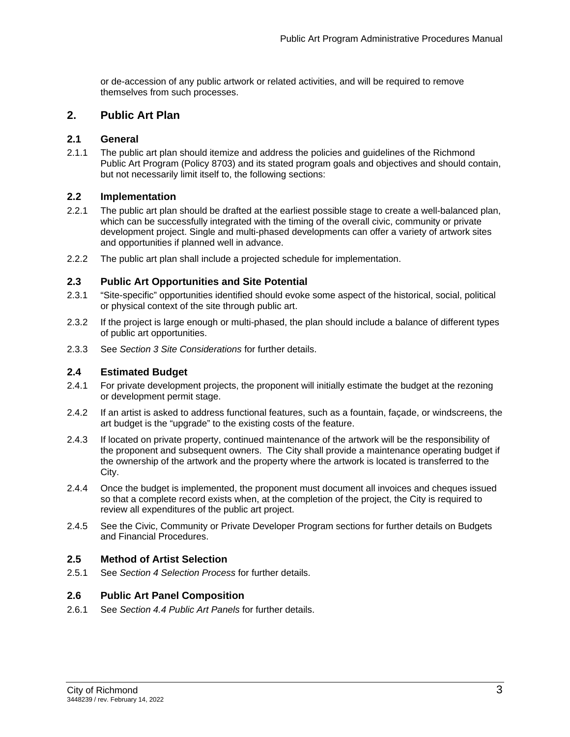or de-accession of any public artwork or related activities, and will be required to remove themselves from such processes.

## 2. Public Art Plan

### 2.1 General

2.1.1 The public art plan should itemize and address the policies and guidelines of the Richmond Public Art Program (Policy 8703) and its stated program goals and objectives and should contain, but not necessarily limit itself to, the following sections:

### 2.2 Implementation

2.2.1 The public art plan should be drafted at the earliest possible stage to create a well-balanced plan, which can be successfully integrated with the timing of the overall civic, community or private development project. Single and multi-phased developments can offer a variety of artwork sites and opportunities if planned well in advance.

2.2.2 The public art plan shall include a projected schedule for implementation.

### 2.3 Public Art Opportunities and Site Potential

2.3.1 "Site-specific" opportunities identified should evoke some aspect of the historical, social, political or physical context of the site through public art.

2.3.2 If the project is large enough or multi-phased, the plan should include a balance of different types of public art opportunities.

2.3.3 See *Section 3 Site Considerations* for further details.

### 2.4 Estimated Budget

2.4.1 For private development projects, the proponent will initially estimate the budget at the rezoning or development permit stage.

2.4.2 If an artist is asked to address functional features, such as a fountain, façade, or windscreens, the art budget is the "upgrade" to the existing costs of the feature.

2.4.3 If located on private property, continued maintenance of the artwork will be the responsibility of the proponent and subsequent owners. The City shall provide a maintenance operating budget if the ownership of the artwork and the property where the artwork is located is transferred to the City.

2.4.4 Once the budget is implemented, the proponent must document all invoices and cheques issued so that a complete record exists when, at the completion of the project, the City is required to review all expenditures of the public art project.

2.4.5 See the Civic, Community or Private Developer Program sections for further details on Budgets and Financial Procedures.

### 2.5 Method of Artist Selection

2.5.1 See *Section 4 Selection Process* for further details.

### 2.6 Public Art Panel Composition

2.6.1 See *Section 4.4 Public Art Panels* for further details.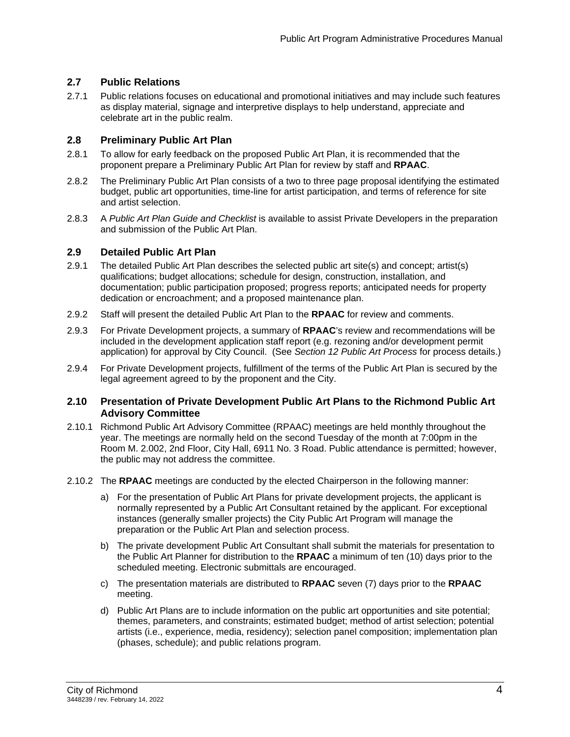## 2.7 Public Relations

2.7.1 Public relations focuses on educational and promotional initiatives and may include such features as display material, signage and interpretive displays to help understand, appreciate and celebrate art in the public realm.

## 2.8 Preliminary Public Art Plan

2.8.1 To allow for early feedback on the proposed Public Art Plan, it is recommended that the proponent prepare a Preliminary Public Art Plan for review by staff and **RPAAC**.

2.8.2 The Preliminary Public Art Plan consists of a two to three page proposal identifying the estimated budget, public art opportunities, time-line for artist participation, and terms of reference for site and artist selection.

2.8.3 A *Public Art Plan Guide and Checklist* is available to assist Private Developers in the preparation and submission of the Public Art Plan.

## 2.9 Detailed Public Art Plan

2.9.1 The detailed Public Art Plan describes the selected public art site(s) and concept; artist(s) qualifications; budget allocations; schedule for design, construction, installation, and documentation; public participation proposed; progress reports; anticipated needs for property dedication or encroachment; and a proposed maintenance plan.

2.9.2 Staff will present the detailed Public Art Plan to the **RPAAC** for review and comments.

2.9.3 For Private Development projects, a summary of **RPAAC**'s review and recommendations will be included in the development application staff report (e.g. rezoning and/or development permit application) for approval by City Council. (See *Section 12 Public Art Process* for process details.)

2.9.4 For Private Development projects, fulfillment of the terms of the Public Art Plan is secured by the legal agreement agreed to by the proponent and the City.

## 2.10 Presentation of Private Development Public Art Plans to the Richmond Public Art Advisory Committee

2.10.1 Richmond Public Art Advisory Committee (RPAAC) meetings are held monthly throughout the year. The meetings are normally held on the second Tuesday of the month at 7:00pm in the Room M. 2.002, 2nd Floor, City Hall, 6911 No. 3 Road. Public attendance is permitted; however, the public may not address the committee.

2.10.2 The **RPAAC** meetings are conducted by the elected Chairperson in the following manner:

a) For the presentation of Public Art Plans for private development projects, the applicant is normally represented by a Public Art Consultant retained by the applicant. For exceptional instances (generally smaller projects) the City Public Art Program will manage the preparation or the Public Art Plan and selection process.

b) The private development Public Art Consultant shall submit the materials for presentation to the Public Art Planner for distribution to the **RPAAC** a minimum of ten (10) days prior to the scheduled meeting. Electronic submittals are encouraged.

c) The presentation materials are distributed to **RPAAC** seven (7) days prior to the **RPAAC** meeting.

d) Public Art Plans are to include information on the public art opportunities and site potential; themes, parameters, and constraints; estimated budget; method of artist selection; potential artists (i.e., experience, media, residency); selection panel composition; implementation plan (phases, schedule); and public relations program.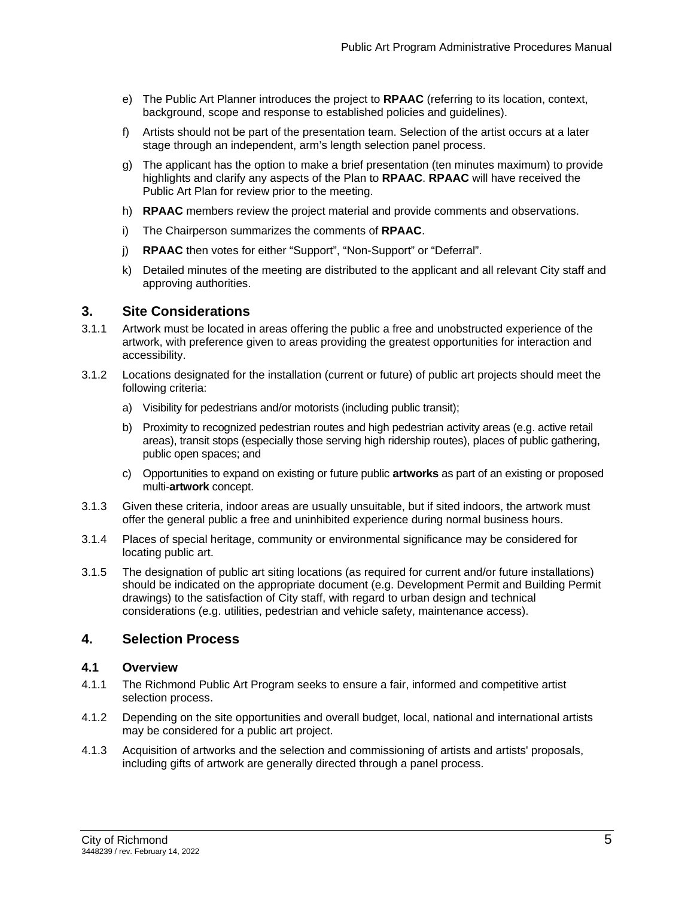e) The Public Art Planner introduces the project to **RPAAC** (referring to its location, context, background, scope and response to established policies and guidelines).

f) Artists should not be part of the presentation team. Selection of the artist occurs at a later stage through an independent, arm's length selection panel process.

g) The applicant has the option to make a brief presentation (ten minutes maximum) to provide highlights and clarify any aspects of the Plan to **RPAAC**. **RPAAC** will have received the Public Art Plan for review prior to the meeting.

h) **RPAAC** members review the project material and provide comments and observations.

i) The Chairperson summarizes the comments of **RPAAC**.

j) **RPAAC** then votes for either "Support", "Non-Support" or "Deferral".

k) Detailed minutes of the meeting are distributed to the applicant and all relevant City staff and approving authorities.

## 3. Site Considerations

3.1.1 Artwork must be located in areas offering the public a free and unobstructed experience of the artwork, with preference given to areas providing the greatest opportunities for interaction and accessibility.

3.1.2 Locations designated for the installation (current or future) of public art projects should meet the following criteria:

a) Visibility for pedestrians and/or motorists (including public transit);

b) Proximity to recognized pedestrian routes and high pedestrian activity areas (e.g. active retail areas), transit stops (especially those serving high ridership routes), places of public gathering, public open spaces; and

c) Opportunities to expand on existing or future public **artworks** as part of an existing or proposed multi-**artwork** concept.

3.1.3 Given these criteria, indoor areas are usually unsuitable, but if sited indoors, the artwork must offer the general public a free and uninhibited experience during normal business hours.

3.1.4 Places of special heritage, community or environmental significance may be considered for locating public art.

3.1.5 The designation of public art siting locations (as required for current and/or future installations) should be indicated on the appropriate document (e.g. Development Permit and Building Permit drawings) to the satisfaction of City staff, with regard to urban design and technical considerations (e.g. utilities, pedestrian and vehicle safety, maintenance access).

## 4. Selection Process

### 4.1 Overview

4.1.1 The Richmond Public Art Program seeks to ensure a fair, informed and competitive artist selection process.

4.1.2 Depending on the site opportunities and overall budget, local, national and international artists may be considered for a public art project.

4.1.3 Acquisition of artworks and the selection and commissioning of artists and artists' proposals, including gifts of artwork are generally directed through a panel process.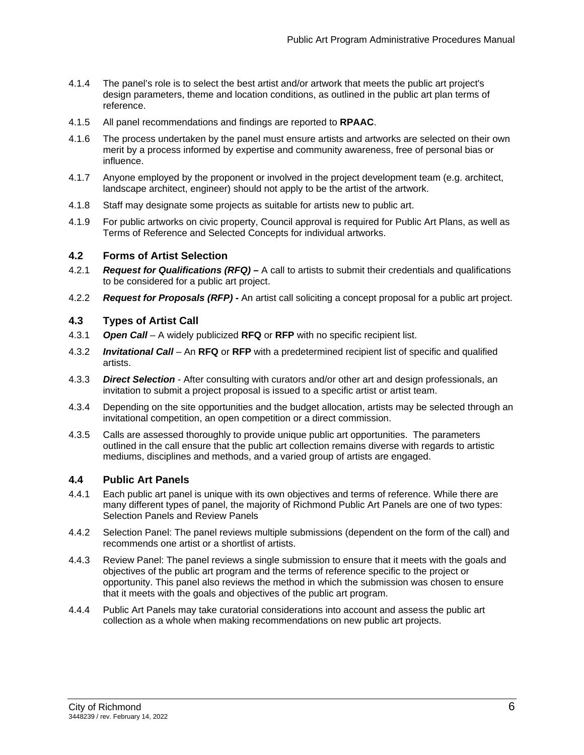4.1.4 The panel's role is to select the best artist and/or artwork that meets the public art project's design parameters, theme and location conditions, as outlined in the public art plan terms of reference.

4.1.5 All panel recommendations and findings are reported to **RPAAC**.

4.1.6 The process undertaken by the panel must ensure artists and artworks are selected on their own merit by a process informed by expertise and community awareness, free of personal bias or influence.

4.1.7 Anyone employed by the proponent or involved in the project development team (e.g. architect, landscape architect, engineer) should not apply to be the artist of the artwork.

4.1.8 Staff may designate some projects as suitable for artists new to public art.

4.1.9 For public artworks on civic property, Council approval is required for Public Art Plans, as well as Terms of Reference and Selected Concepts for individual artworks.

### 4.2 Forms of Artist Selection

4.2.1 ***Request for Qualifications (RFQ)*** **–** A call to artists to submit their credentials and qualifications to be considered for a public art project.

4.2.2 ***Request for Proposals (RFP) -*** An artist call soliciting a concept proposal for a public art project.

### 4.3 Types of Artist Call

4.3.1 ***Open Call*** – A widely publicized **RFQ** or **RFP** with no specific recipient list.

4.3.2 ***Invitational Call*** – An **RFQ** or **RFP** with a predetermined recipient list of specific and qualified artists.

4.3.3 ***Direct Selection*** - After consulting with curators and/or other art and design professionals, an invitation to submit a project proposal is issued to a specific artist or artist team.

4.3.4 Depending on the site opportunities and the budget allocation, artists may be selected through an invitational competition, an open competition or a direct commission.

4.3.5 Calls are assessed thoroughly to provide unique public art opportunities. The parameters outlined in the call ensure that the public art collection remains diverse with regards to artistic mediums, disciplines and methods, and a varied group of artists are engaged.

### 4.4 Public Art Panels

4.4.1 Each public art panel is unique with its own objectives and terms of reference. While there are many different types of panel, the majority of Richmond Public Art Panels are one of two types: Selection Panels and Review Panels

4.4.2 Selection Panel: The panel reviews multiple submissions (dependent on the form of the call) and recommends one artist or a shortlist of artists.

4.4.3 Review Panel: The panel reviews a single submission to ensure that it meets with the goals and objectives of the public art program and the terms of reference specific to the project or opportunity. This panel also reviews the method in which the submission was chosen to ensure that it meets with the goals and objectives of the public art program.

4.4.4 Public Art Panels may take curatorial considerations into account and assess the public art collection as a whole when making recommendations on new public art projects.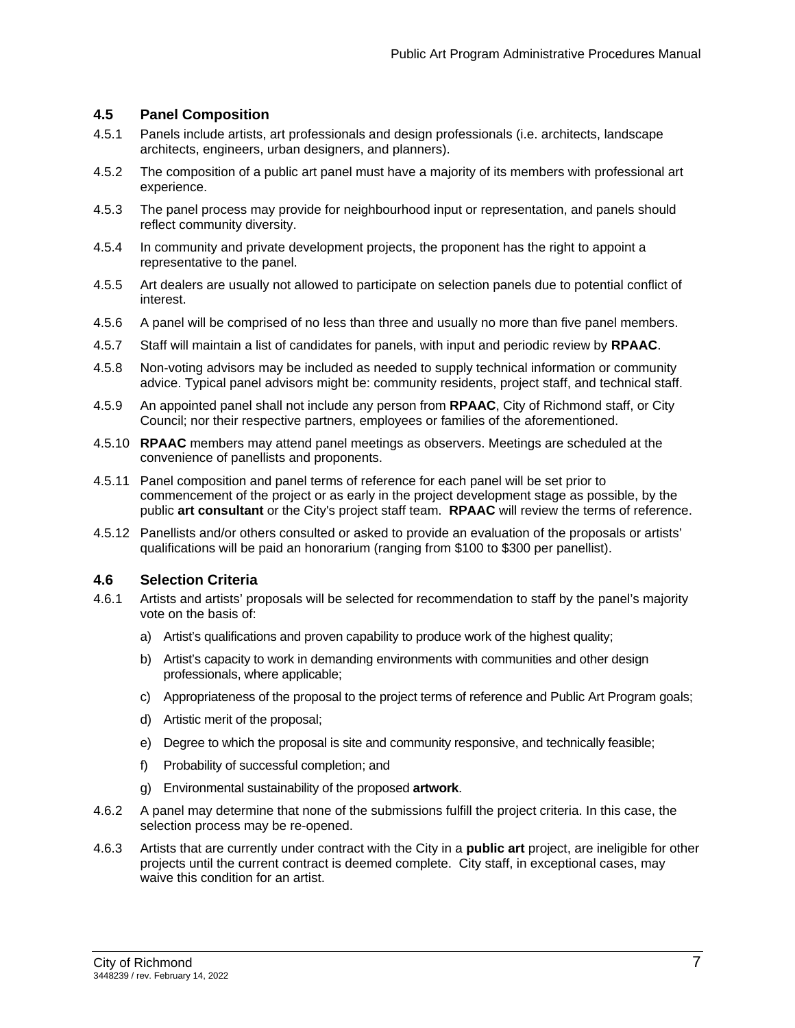## 4.5 Panel Composition

4.5.1 Panels include artists, art professionals and design professionals (i.e. architects, landscape architects, engineers, urban designers, and planners).

4.5.2 The composition of a public art panel must have a majority of its members with professional art experience.

4.5.3 The panel process may provide for neighbourhood input or representation, and panels should reflect community diversity.

4.5.4 In community and private development projects, the proponent has the right to appoint a representative to the panel.

4.5.5 Art dealers are usually not allowed to participate on selection panels due to potential conflict of interest.

4.5.6 A panel will be comprised of no less than three and usually no more than five panel members.

4.5.7 Staff will maintain a list of candidates for panels, with input and periodic review by **RPAAC**.

4.5.8 Non-voting advisors may be included as needed to supply technical information or community advice. Typical panel advisors might be: community residents, project staff, and technical staff.

4.5.9 An appointed panel shall not include any person from **RPAAC**, City of Richmond staff, or City Council; nor their respective partners, employees or families of the aforementioned.

4.5.10 **RPAAC** members may attend panel meetings as observers. Meetings are scheduled at the convenience of panellists and proponents.

4.5.11 Panel composition and panel terms of reference for each panel will be set prior to commencement of the project or as early in the project development stage as possible, by the public **art consultant** or the City's project staff team. **RPAAC** will review the terms of reference.

4.5.12 Panellists and/or others consulted or asked to provide an evaluation of the proposals or artists' qualifications will be paid an honorarium (ranging from $100 to $300 per panellist).

## 4.6 Selection Criteria

4.6.1 Artists and artists' proposals will be selected for recommendation to staff by the panel's majority vote on the basis of:

a) Artist's qualifications and proven capability to produce work of the highest quality;

b) Artist's capacity to work in demanding environments with communities and other design professionals, where applicable;

c) Appropriateness of the proposal to the project terms of reference and Public Art Program goals;

d) Artistic merit of the proposal;

e) Degree to which the proposal is site and community responsive, and technically feasible;

f) Probability of successful completion; and

g) Environmental sustainability of the proposed **artwork**.

4.6.2 A panel may determine that none of the submissions fulfill the project criteria. In this case, the selection process may be re-opened.

4.6.3 Artists that are currently under contract with the City in a **public art** project, are ineligible for other projects until the current contract is deemed complete. City staff, in exceptional cases, may waive this condition for an artist.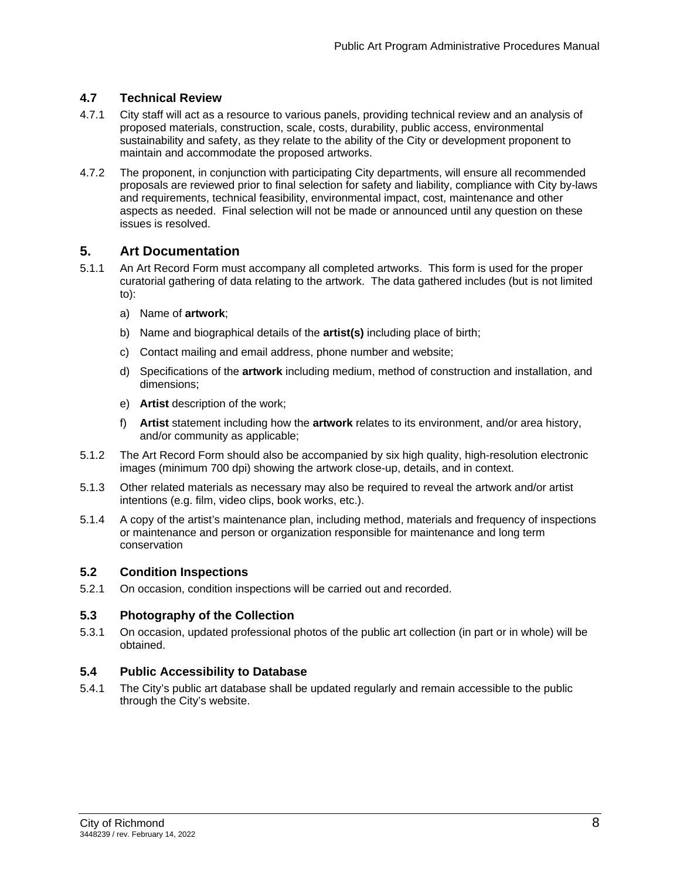### 4.7 Technical Review

4.7.1 City staff will act as a resource to various panels, providing technical review and an analysis of proposed materials, construction, scale, costs, durability, public access, environmental sustainability and safety, as they relate to the ability of the City or development proponent to maintain and accommodate the proposed artworks.

4.7.2 The proponent, in conjunction with participating City departments, will ensure all recommended proposals are reviewed prior to final selection for safety and liability, compliance with City by-laws and requirements, technical feasibility, environmental impact, cost, maintenance and other aspects as needed. Final selection will not be made or announced until any question on these issues is resolved.

## 5. Art Documentation

5.1.1 An Art Record Form must accompany all completed artworks. This form is used for the proper curatorial gathering of data relating to the artwork. The data gathered includes (but is not limited to):

a) Name of **artwork**;

b) Name and biographical details of the **artist(s)** including place of birth;

c) Contact mailing and email address, phone number and website;

d) Specifications of the **artwork** including medium, method of construction and installation, and dimensions;

e) **Artist** description of the work;

f) **Artist** statement including how the **artwork** relates to its environment, and/or area history, and/or community as applicable;

5.1.2 The Art Record Form should also be accompanied by six high quality, high-resolution electronic images (minimum 700 dpi) showing the artwork close-up, details, and in context.

5.1.3 Other related materials as necessary may also be required to reveal the artwork and/or artist intentions (e.g. film, video clips, book works, etc.).

5.1.4 A copy of the artist's maintenance plan, including method, materials and frequency of inspections or maintenance and person or organization responsible for maintenance and long term conservation

### 5.2 Condition Inspections

5.2.1 On occasion, condition inspections will be carried out and recorded.

### 5.3 Photography of the Collection

5.3.1 On occasion, updated professional photos of the public art collection (in part or in whole) will be obtained.

### 5.4 Public Accessibility to Database

5.4.1 The City's public art database shall be updated regularly and remain accessible to the public through the City's website.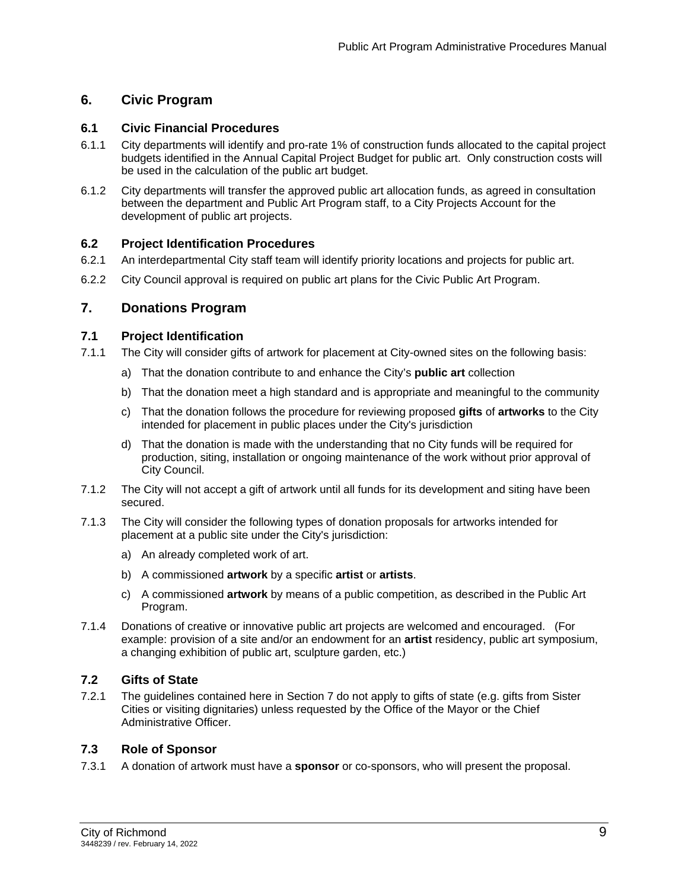## 6. Civic Program

### 6.1 Civic Financial Procedures

6.1.1 City departments will identify and pro-rate 1% of construction funds allocated to the capital project budgets identified in the Annual Capital Project Budget for public art. Only construction costs will be used in the calculation of the public art budget.

6.1.2 City departments will transfer the approved public art allocation funds, as agreed in consultation between the department and Public Art Program staff, to a City Projects Account for the development of public art projects.

### 6.2 Project Identification Procedures

6.2.1 An interdepartmental City staff team will identify priority locations and projects for public art.

6.2.2 City Council approval is required on public art plans for the Civic Public Art Program.

## 7. Donations Program

### 7.1 Project Identification

7.1.1 The City will consider gifts of artwork for placement at City-owned sites on the following basis:

a) That the donation contribute to and enhance the City's **public art** collection

b) That the donation meet a high standard and is appropriate and meaningful to the community

c) That the donation follows the procedure for reviewing proposed **gifts** of **artworks** to the City intended for placement in public places under the City's jurisdiction

d) That the donation is made with the understanding that no City funds will be required for production, siting, installation or ongoing maintenance of the work without prior approval of City Council.

7.1.2 The City will not accept a gift of artwork until all funds for its development and siting have been secured.

7.1.3 The City will consider the following types of donation proposals for artworks intended for placement at a public site under the City's jurisdiction:

a) An already completed work of art.

b) A commissioned **artwork** by a specific **artist** or **artists**.

c) A commissioned **artwork** by means of a public competition, as described in the Public Art Program.

7.1.4 Donations of creative or innovative public art projects are welcomed and encouraged. (For example: provision of a site and/or an endowment for an **artist** residency, public art symposium, a changing exhibition of public art, sculpture garden, etc.)

### 7.2 Gifts of State

7.2.1 The guidelines contained here in Section 7 do not apply to gifts of state (e.g. gifts from Sister Cities or visiting dignitaries) unless requested by the Office of the Mayor or the Chief Administrative Officer.

### 7.3 Role of Sponsor

7.3.1 A donation of artwork must have a **sponsor** or co-sponsors, who will present the proposal.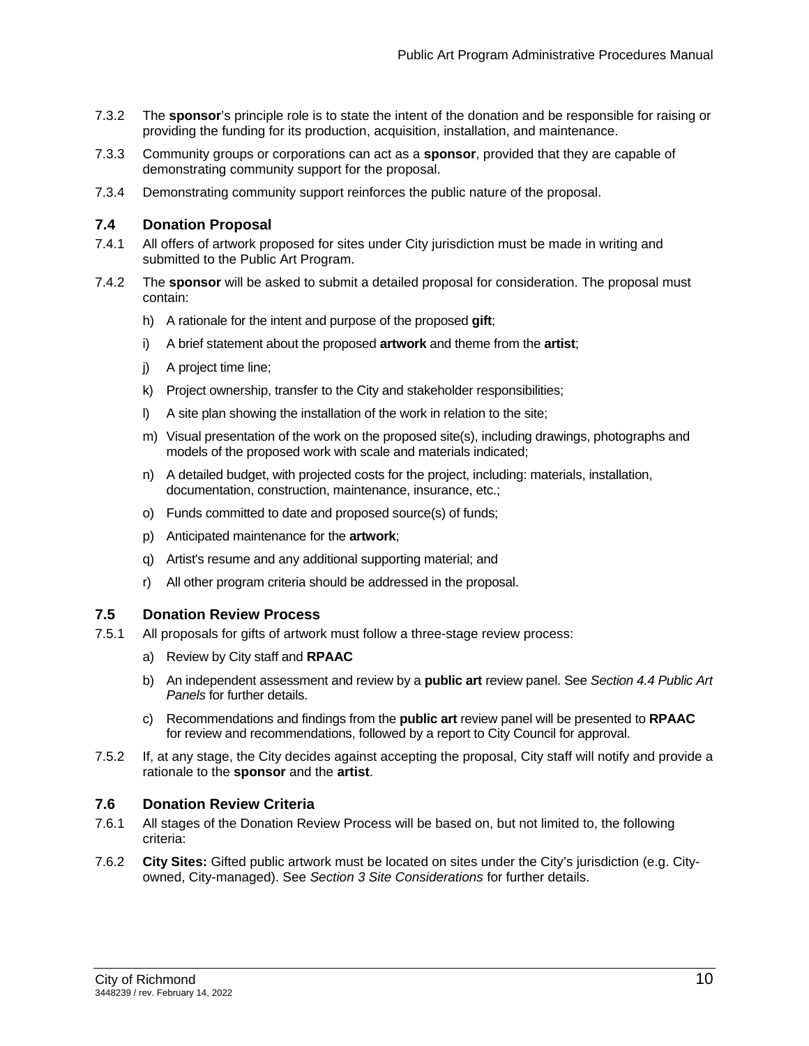7.3.2 The **sponsor**'s principle role is to state the intent of the donation and be responsible for raising or providing the funding for its production, acquisition, installation, and maintenance.

7.3.3 Community groups or corporations can act as a **sponsor**, provided that they are capable of demonstrating community support for the proposal.

7.3.4 Demonstrating community support reinforces the public nature of the proposal.

### 7.4 Donation Proposal

7.4.1 All offers of artwork proposed for sites under City jurisdiction must be made in writing and submitted to the Public Art Program.

7.4.2 The **sponsor** will be asked to submit a detailed proposal for consideration. The proposal must contain:

h) A rationale for the intent and purpose of the proposed **gift**;

i) A brief statement about the proposed **artwork** and theme from the **artist**;

j) A project time line;

k) Project ownership, transfer to the City and stakeholder responsibilities;

l) A site plan showing the installation of the work in relation to the site;

m) Visual presentation of the work on the proposed site(s), including drawings, photographs and models of the proposed work with scale and materials indicated;

n) A detailed budget, with projected costs for the project, including: materials, installation, documentation, construction, maintenance, insurance, etc.;

o) Funds committed to date and proposed source(s) of funds;

p) Anticipated maintenance for the **artwork**;

q) Artist's resume and any additional supporting material; and

r) All other program criteria should be addressed in the proposal.

### 7.5 Donation Review Process

7.5.1 All proposals for gifts of artwork must follow a three-stage review process:

a) Review by City staff and **RPAAC**

b) An independent assessment and review by a **public art** review panel. See *Section 4.4 Public Art Panels* for further details.

c) Recommendations and findings from the **public art** review panel will be presented to **RPAAC** for review and recommendations, followed by a report to City Council for approval.

7.5.2 If, at any stage, the City decides against accepting the proposal, City staff will notify and provide a rationale to the **sponsor** and the **artist**.

### 7.6 Donation Review Criteria

7.6.1 All stages of the Donation Review Process will be based on, but not limited to, the following criteria:

7.6.2 **City Sites:** Gifted public artwork must be located on sites under the City's jurisdiction (e.g. City-owned, City-managed). See *Section 3 Site Considerations* for further details.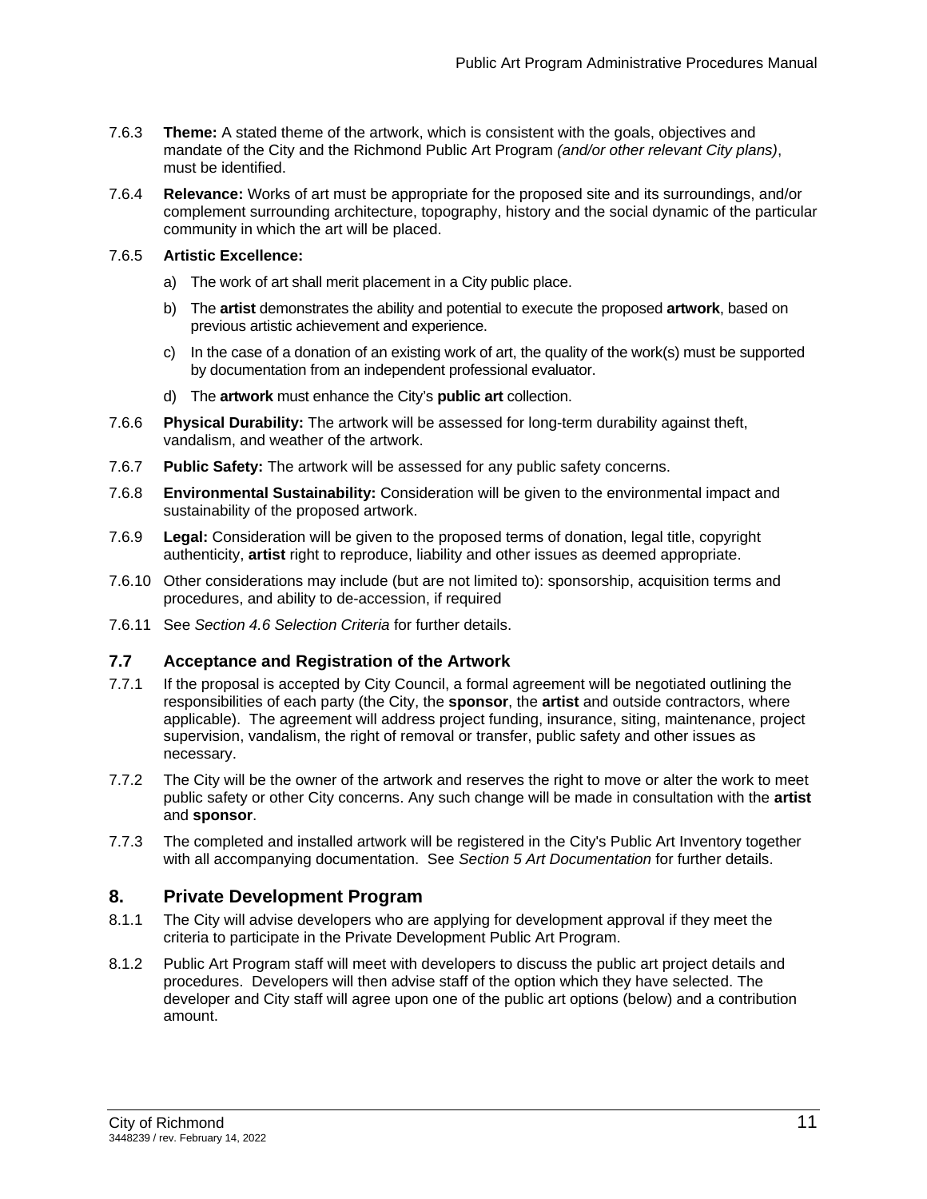7.6.3 **Theme:** A stated theme of the artwork, which is consistent with the goals, objectives and mandate of the City and the Richmond Public Art Program *(and/or other relevant City plans)*, must be identified.

7.6.4 **Relevance:** Works of art must be appropriate for the proposed site and its surroundings, and/or complement surrounding architecture, topography, history and the social dynamic of the particular community in which the art will be placed.

7.6.5 **Artistic Excellence:**

a) The work of art shall merit placement in a City public place.

b) The **artist** demonstrates the ability and potential to execute the proposed **artwork**, based on previous artistic achievement and experience.

c) In the case of a donation of an existing work of art, the quality of the work(s) must be supported by documentation from an independent professional evaluator.

d) The **artwork** must enhance the City's **public art** collection.

7.6.6 **Physical Durability:** The artwork will be assessed for long-term durability against theft, vandalism, and weather of the artwork.

7.6.7 **Public Safety:** The artwork will be assessed for any public safety concerns.

7.6.8 **Environmental Sustainability:** Consideration will be given to the environmental impact and sustainability of the proposed artwork.

7.6.9 **Legal:** Consideration will be given to the proposed terms of donation, legal title, copyright authenticity, **artist** right to reproduce, liability and other issues as deemed appropriate.

7.6.10 Other considerations may include (but are not limited to): sponsorship, acquisition terms and procedures, and ability to de-accession, if required

7.6.11 See *Section 4.6 Selection Criteria* for further details.

### 7.7 Acceptance and Registration of the Artwork

7.7.1 If the proposal is accepted by City Council, a formal agreement will be negotiated outlining the responsibilities of each party (the City, the **sponsor**, the **artist** and outside contractors, where applicable). The agreement will address project funding, insurance, siting, maintenance, project supervision, vandalism, the right of removal or transfer, public safety and other issues as necessary.

7.7.2 The City will be the owner of the artwork and reserves the right to move or alter the work to meet public safety or other City concerns. Any such change will be made in consultation with the **artist** and **sponsor**.

7.7.3 The completed and installed artwork will be registered in the City's Public Art Inventory together with all accompanying documentation. See *Section 5 Art Documentation* for further details.

## 8. Private Development Program

8.1.1 The City will advise developers who are applying for development approval if they meet the criteria to participate in the Private Development Public Art Program.

8.1.2 Public Art Program staff will meet with developers to discuss the public art project details and procedures. Developers will then advise staff of the option which they have selected. The developer and City staff will agree upon one of the public art options (below) and a contribution amount.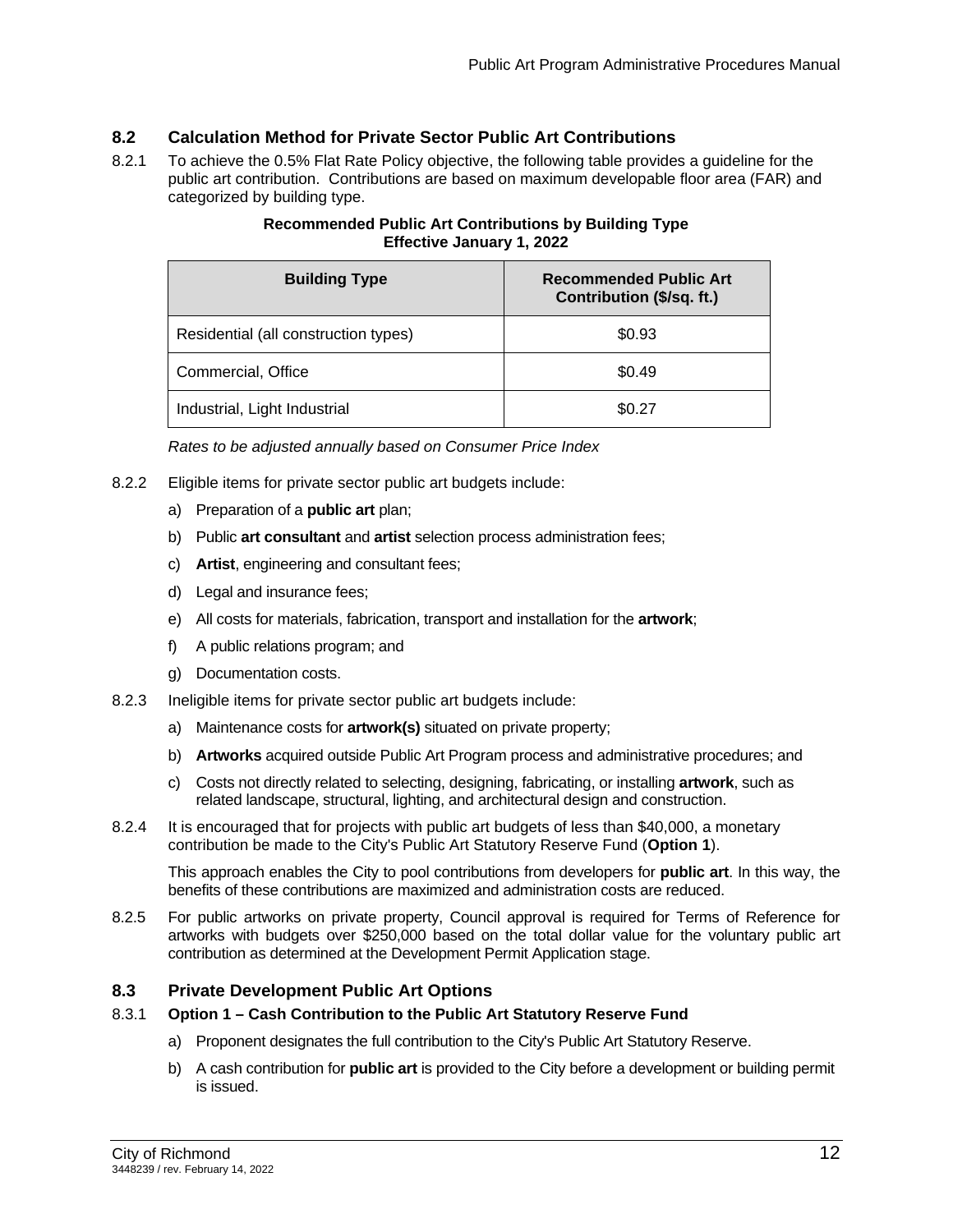## 8.2 Calculation Method for Private Sector Public Art Contributions

8.2.1 To achieve the 0.5% Flat Rate Policy objective, the following table provides a guideline for the public art contribution. Contributions are based on maximum developable floor area (FAR) and categorized by building type.

**Recommended Public Art Contributions by Building Type**
**Effective January 1, 2022**

| Building Type | Recommended Public Art Contribution ($/sq. ft.) |
|---|---|
| Residential (all construction types) | $0.93 |
| Commercial, Office | $0.49 |
| Industrial, Light Industrial | $0.27 |

*Rates to be adjusted annually based on Consumer Price Index*

8.2.2 Eligible items for private sector public art budgets include:

a) Preparation of a **public art** plan;

b) Public **art consultant** and **artist** selection process administration fees;

c) **Artist**, engineering and consultant fees;

d) Legal and insurance fees;

e) All costs for materials, fabrication, transport and installation for the **artwork**;

f) A public relations program; and

g) Documentation costs.

8.2.3 Ineligible items for private sector public art budgets include:

a) Maintenance costs for **artwork(s)** situated on private property;

b) **Artworks** acquired outside Public Art Program process and administrative procedures; and

c) Costs not directly related to selecting, designing, fabricating, or installing **artwork**, such as related landscape, structural, lighting, and architectural design and construction.

8.2.4 It is encouraged that for projects with public art budgets of less than $40,000, a monetary contribution be made to the City's Public Art Statutory Reserve Fund (**Option 1**).

This approach enables the City to pool contributions from developers for **public art**. In this way, the benefits of these contributions are maximized and administration costs are reduced.

8.2.5 For public artworks on private property, Council approval is required for Terms of Reference for artworks with budgets over $250,000 based on the total dollar value for the voluntary public art contribution as determined at the Development Permit Application stage.

## 8.3 Private Development Public Art Options

8.3.1 **Option 1 – Cash Contribution to the Public Art Statutory Reserve Fund**

a) Proponent designates the full contribution to the City's Public Art Statutory Reserve.

b) A cash contribution for **public art** is provided to the City before a development or building permit is issued.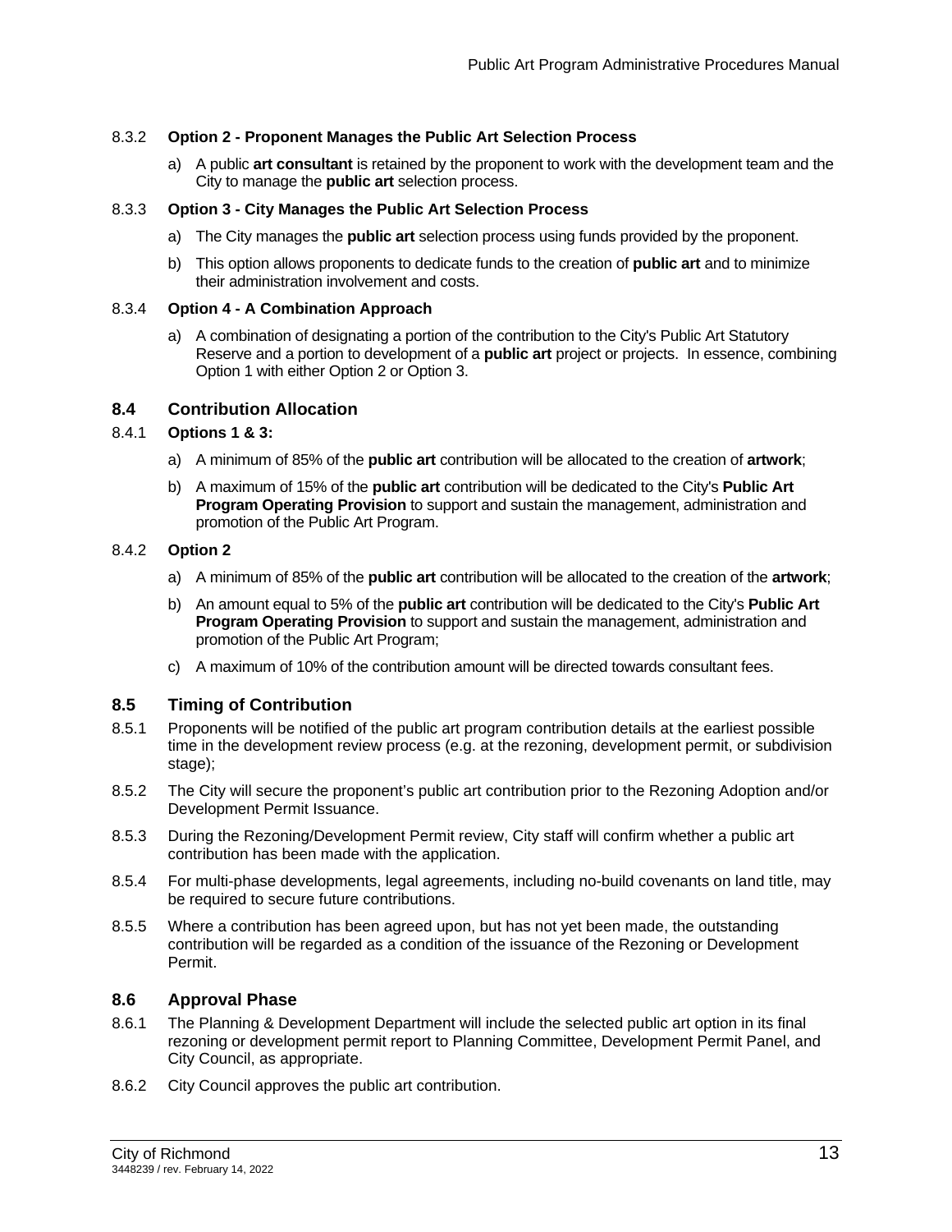#### 8.3.2 **Option 2 - Proponent Manages the Public Art Selection Process**

a) A public **art consultant** is retained by the proponent to work with the development team and the City to manage the **public art** selection process.

#### 8.3.3 **Option 3 - City Manages the Public Art Selection Process**

a) The City manages the **public art** selection process using funds provided by the proponent.

b) This option allows proponents to dedicate funds to the creation of **public art** and to minimize their administration involvement and costs.

#### 8.3.4 **Option 4 - A Combination Approach**

a) A combination of designating a portion of the contribution to the City's Public Art Statutory Reserve and a portion to development of a **public art** project or projects. In essence, combining Option 1 with either Option 2 or Option 3.

## 8.4 Contribution Allocation

#### 8.4.1 **Options 1 & 3:**

a) A minimum of 85% of the **public art** contribution will be allocated to the creation of **artwork**;

b) A maximum of 15% of the **public art** contribution will be dedicated to the City's **Public Art Program Operating Provision** to support and sustain the management, administration and promotion of the Public Art Program.

#### 8.4.2 **Option 2**

a) A minimum of 85% of the **public art** contribution will be allocated to the creation of the **artwork**;

b) An amount equal to 5% of the **public art** contribution will be dedicated to the City's **Public Art Program Operating Provision** to support and sustain the management, administration and promotion of the Public Art Program;

c) A maximum of 10% of the contribution amount will be directed towards consultant fees.

## 8.5 Timing of Contribution

8.5.1 Proponents will be notified of the public art program contribution details at the earliest possible time in the development review process (e.g. at the rezoning, development permit, or subdivision stage);

8.5.2 The City will secure the proponent's public art contribution prior to the Rezoning Adoption and/or Development Permit Issuance.

8.5.3 During the Rezoning/Development Permit review, City staff will confirm whether a public art contribution has been made with the application.

8.5.4 For multi-phase developments, legal agreements, including no-build covenants on land title, may be required to secure future contributions.

8.5.5 Where a contribution has been agreed upon, but has not yet been made, the outstanding contribution will be regarded as a condition of the issuance of the Rezoning or Development Permit.

## 8.6 Approval Phase

8.6.1 The Planning & Development Department will include the selected public art option in its final rezoning or development permit report to Planning Committee, Development Permit Panel, and City Council, as appropriate.

8.6.2 City Council approves the public art contribution.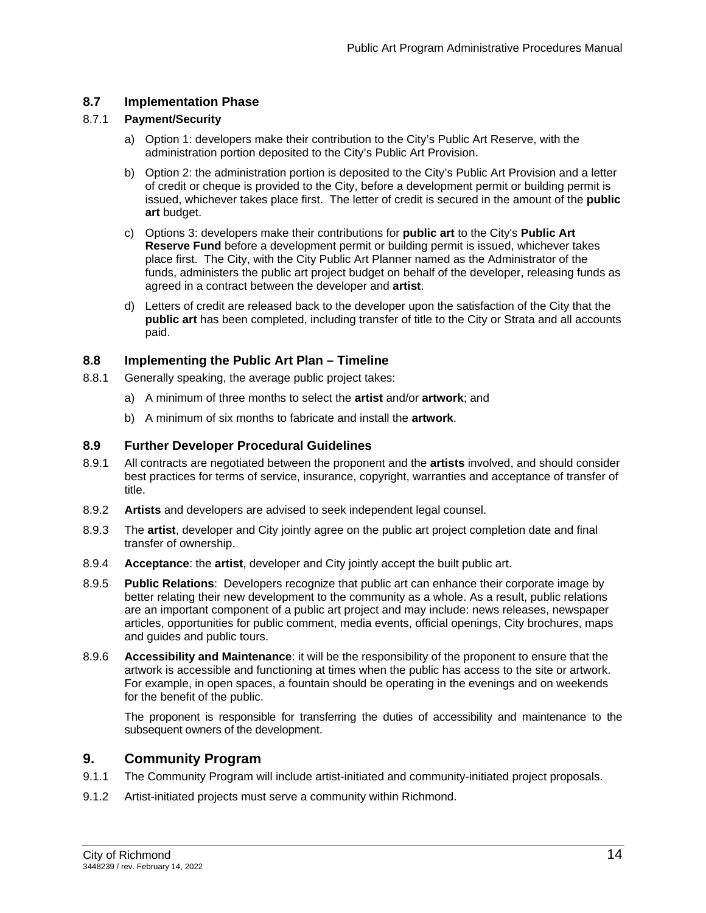## 8.7 Implementation Phase

### 8.7.1 Payment/Security

a) Option 1: developers make their contribution to the City's Public Art Reserve, with the administration portion deposited to the City's Public Art Provision.

b) Option 2: the administration portion is deposited to the City's Public Art Provision and a letter of credit or cheque is provided to the City, before a development permit or building permit is issued, whichever takes place first. The letter of credit is secured in the amount of the **public art** budget.

c) Options 3: developers make their contributions for **public art** to the City's **Public Art Reserve Fund** before a development permit or building permit is issued, whichever takes place first. The City, with the City Public Art Planner named as the Administrator of the funds, administers the public art project budget on behalf of the developer, releasing funds as agreed in a contract between the developer and **artist**.

d) Letters of credit are released back to the developer upon the satisfaction of the City that the **public art** has been completed, including transfer of title to the City or Strata and all accounts paid.

## 8.8 Implementing the Public Art Plan – Timeline

8.8.1 Generally speaking, the average public project takes:

a) A minimum of three months to select the **artist** and/or **artwork**; and

b) A minimum of six months to fabricate and install the **artwork**.

## 8.9 Further Developer Procedural Guidelines

8.9.1 All contracts are negotiated between the proponent and the **artists** involved, and should consider best practices for terms of service, insurance, copyright, warranties and acceptance of transfer of title.

8.9.2 **Artists** and developers are advised to seek independent legal counsel.

8.9.3 The **artist**, developer and City jointly agree on the public art project completion date and final transfer of ownership.

8.9.4 **Acceptance**: the **artist**, developer and City jointly accept the built public art.

8.9.5 **Public Relations**: Developers recognize that public art can enhance their corporate image by better relating their new development to the community as a whole. As a result, public relations are an important component of a public art project and may include: news releases, newspaper articles, opportunities for public comment, media events, official openings, City brochures, maps and guides and public tours.

8.9.6 **Accessibility and Maintenance**: it will be the responsibility of the proponent to ensure that the artwork is accessible and functioning at times when the public has access to the site or artwork. For example, in open spaces, a fountain should be operating in the evenings and on weekends for the benefit of the public.

The proponent is responsible for transferring the duties of accessibility and maintenance to the subsequent owners of the development.

# 9. Community Program

9.1.1 The Community Program will include artist-initiated and community-initiated project proposals.

9.1.2 Artist-initiated projects must serve a community within Richmond.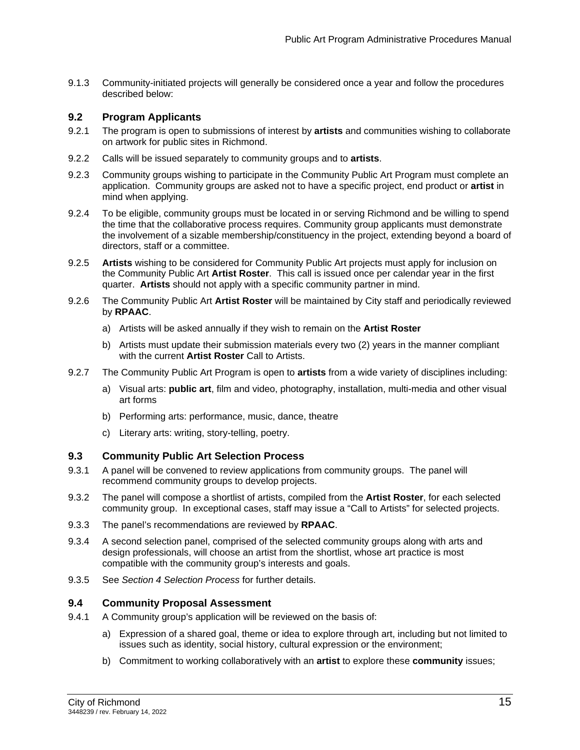9.1.3 Community-initiated projects will generally be considered once a year and follow the procedures described below:

## 9.2 Program Applicants

9.2.1 The program is open to submissions of interest by **artists** and communities wishing to collaborate on artwork for public sites in Richmond.

9.2.2 Calls will be issued separately to community groups and to **artists**.

9.2.3 Community groups wishing to participate in the Community Public Art Program must complete an application. Community groups are asked not to have a specific project, end product or **artist** in mind when applying.

9.2.4 To be eligible, community groups must be located in or serving Richmond and be willing to spend the time that the collaborative process requires. Community group applicants must demonstrate the involvement of a sizable membership/constituency in the project, extending beyond a board of directors, staff or a committee.

9.2.5 **Artists** wishing to be considered for Community Public Art projects must apply for inclusion on the Community Public Art **Artist Roster**. This call is issued once per calendar year in the first quarter. **Artists** should not apply with a specific community partner in mind.

9.2.6 The Community Public Art **Artist Roster** will be maintained by City staff and periodically reviewed by **RPAAC**.

a) Artists will be asked annually if they wish to remain on the **Artist Roster**

b) Artists must update their submission materials every two (2) years in the manner compliant with the current **Artist Roster** Call to Artists.

9.2.7 The Community Public Art Program is open to **artists** from a wide variety of disciplines including:

a) Visual arts: **public art**, film and video, photography, installation, multi-media and other visual art forms

b) Performing arts: performance, music, dance, theatre

c) Literary arts: writing, story-telling, poetry.

## 9.3 Community Public Art Selection Process

9.3.1 A panel will be convened to review applications from community groups. The panel will recommend community groups to develop projects.

9.3.2 The panel will compose a shortlist of artists, compiled from the **Artist Roster**, for each selected community group. In exceptional cases, staff may issue a "Call to Artists" for selected projects.

9.3.3 The panel's recommendations are reviewed by **RPAAC**.

9.3.4 A second selection panel, comprised of the selected community groups along with arts and design professionals, will choose an artist from the shortlist, whose art practice is most compatible with the community group's interests and goals.

9.3.5 See *Section 4 Selection Process* for further details.

## 9.4 Community Proposal Assessment

9.4.1 A Community group's application will be reviewed on the basis of:

a) Expression of a shared goal, theme or idea to explore through art, including but not limited to issues such as identity, social history, cultural expression or the environment;

b) Commitment to working collaboratively with an **artist** to explore these **community** issues;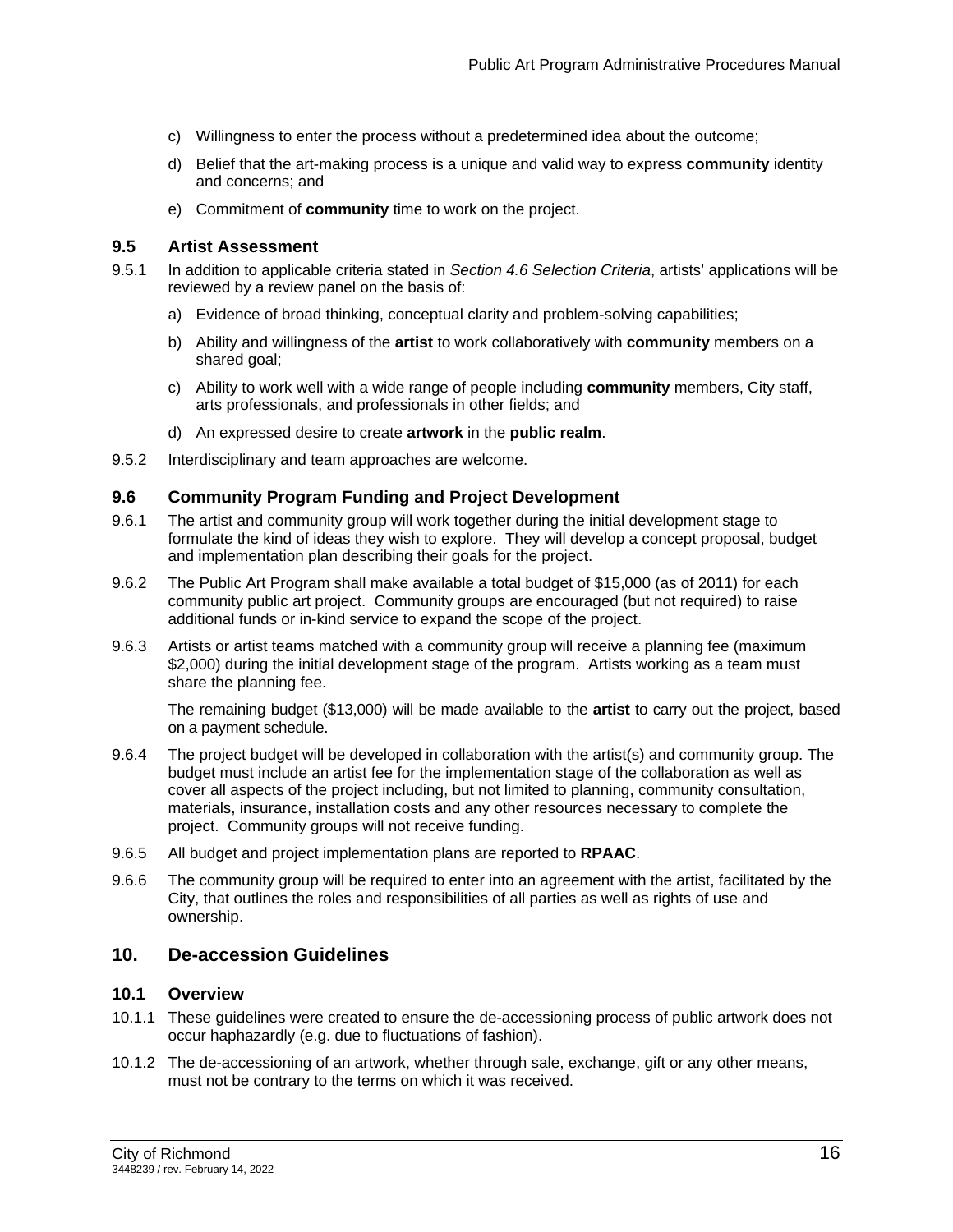c) Willingness to enter the process without a predetermined idea about the outcome;

d) Belief that the art-making process is a unique and valid way to express **community** identity and concerns; and

e) Commitment of **community** time to work on the project.

### 9.5 Artist Assessment

9.5.1 In addition to applicable criteria stated in *Section 4.6 Selection Criteria*, artists' applications will be reviewed by a review panel on the basis of:

a) Evidence of broad thinking, conceptual clarity and problem-solving capabilities;

b) Ability and willingness of the **artist** to work collaboratively with **community** members on a shared goal;

c) Ability to work well with a wide range of people including **community** members, City staff, arts professionals, and professionals in other fields; and

d) An expressed desire to create **artwork** in the **public realm**.

9.5.2 Interdisciplinary and team approaches are welcome.

### 9.6 Community Program Funding and Project Development

9.6.1 The artist and community group will work together during the initial development stage to formulate the kind of ideas they wish to explore. They will develop a concept proposal, budget and implementation plan describing their goals for the project.

9.6.2 The Public Art Program shall make available a total budget of $15,000 (as of 2011) for each community public art project. Community groups are encouraged (but not required) to raise additional funds or in-kind service to expand the scope of the project.

9.6.3 Artists or artist teams matched with a community group will receive a planning fee (maximum $2,000) during the initial development stage of the program. Artists working as a team must share the planning fee.

The remaining budget ($13,000) will be made available to the **artist** to carry out the project, based on a payment schedule.

9.6.4 The project budget will be developed in collaboration with the artist(s) and community group. The budget must include an artist fee for the implementation stage of the collaboration as well as cover all aspects of the project including, but not limited to planning, community consultation, materials, insurance, installation costs and any other resources necessary to complete the project. Community groups will not receive funding.

9.6.5 All budget and project implementation plans are reported to **RPAAC**.

9.6.6 The community group will be required to enter into an agreement with the artist, facilitated by the City, that outlines the roles and responsibilities of all parties as well as rights of use and ownership.

## 10. De-accession Guidelines

### 10.1 Overview

10.1.1 These guidelines were created to ensure the de-accessioning process of public artwork does not occur haphazardly (e.g. due to fluctuations of fashion).

10.1.2 The de-accessioning of an artwork, whether through sale, exchange, gift or any other means, must not be contrary to the terms on which it was received.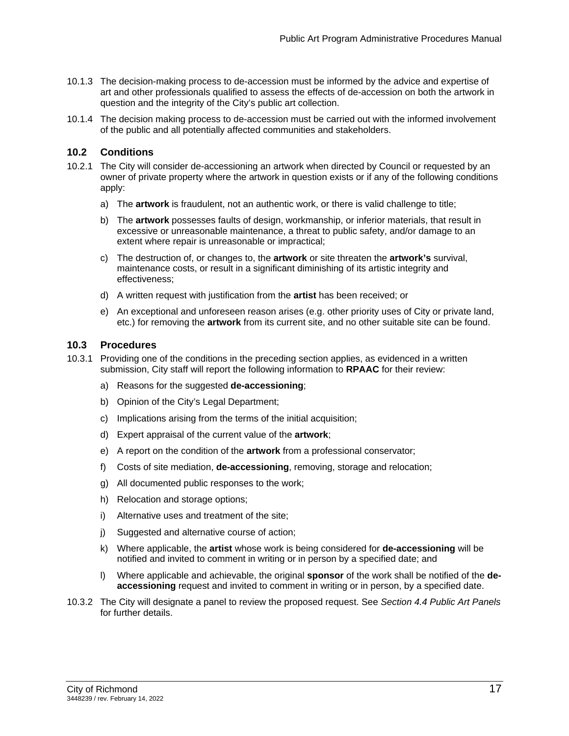10.1.3 The decision-making process to de-accession must be informed by the advice and expertise of art and other professionals qualified to assess the effects of de-accession on both the artwork in question and the integrity of the City's public art collection.

10.1.4 The decision making process to de-accession must be carried out with the informed involvement of the public and all potentially affected communities and stakeholders.

## 10.2 Conditions

10.2.1 The City will consider de-accessioning an artwork when directed by Council or requested by an owner of private property where the artwork in question exists or if any of the following conditions apply:

a) The **artwork** is fraudulent, not an authentic work, or there is valid challenge to title;

b) The **artwork** possesses faults of design, workmanship, or inferior materials, that result in excessive or unreasonable maintenance, a threat to public safety, and/or damage to an extent where repair is unreasonable or impractical;

c) The destruction of, or changes to, the **artwork** or site threaten the **artwork's** survival, maintenance costs, or result in a significant diminishing of its artistic integrity and effectiveness;

d) A written request with justification from the **artist** has been received; or

e) An exceptional and unforeseen reason arises (e.g. other priority uses of City or private land, etc.) for removing the **artwork** from its current site, and no other suitable site can be found.

## 10.3 Procedures

10.3.1 Providing one of the conditions in the preceding section applies, as evidenced in a written submission, City staff will report the following information to **RPAAC** for their review:

a) Reasons for the suggested **de-accessioning**;

b) Opinion of the City's Legal Department;

c) Implications arising from the terms of the initial acquisition;

d) Expert appraisal of the current value of the **artwork**;

e) A report on the condition of the **artwork** from a professional conservator;

f) Costs of site mediation, **de-accessioning**, removing, storage and relocation;

g) All documented public responses to the work;

h) Relocation and storage options;

i) Alternative uses and treatment of the site;

j) Suggested and alternative course of action;

k) Where applicable, the **artist** whose work is being considered for **de-accessioning** will be notified and invited to comment in writing or in person by a specified date; and

l) Where applicable and achievable, the original **sponsor** of the work shall be notified of the **de-accessioning** request and invited to comment in writing or in person, by a specified date.

10.3.2 The City will designate a panel to review the proposed request. See *Section 4.4 Public Art Panels* for further details.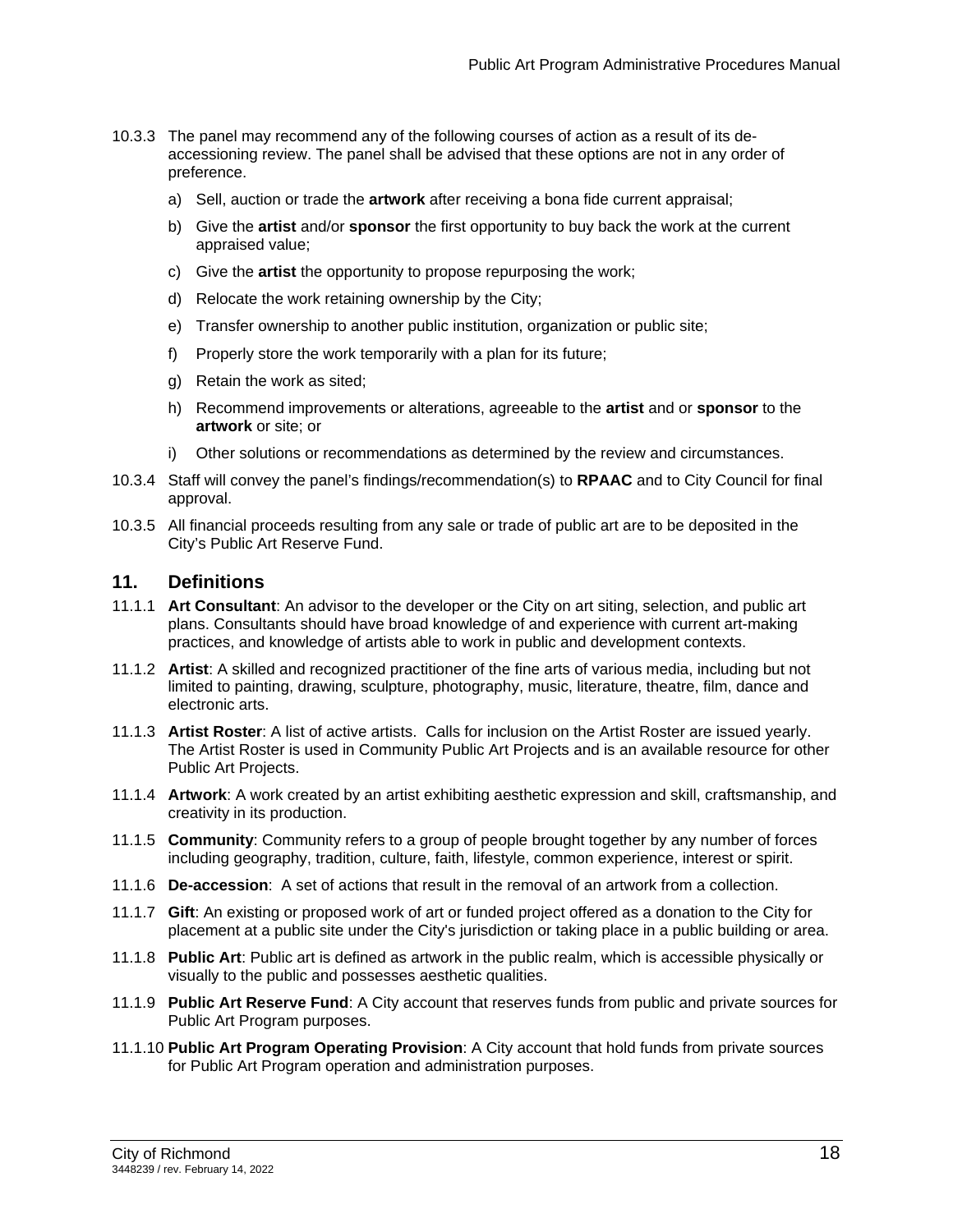10.3.3 The panel may recommend any of the following courses of action as a result of its de-accessioning review. The panel shall be advised that these options are not in any order of preference.

a) Sell, auction or trade the **artwork** after receiving a bona fide current appraisal;

b) Give the **artist** and/or **sponsor** the first opportunity to buy back the work at the current appraised value;

c) Give the **artist** the opportunity to propose repurposing the work;

d) Relocate the work retaining ownership by the City;

e) Transfer ownership to another public institution, organization or public site;

f) Properly store the work temporarily with a plan for its future;

g) Retain the work as sited;

h) Recommend improvements or alterations, agreeable to the **artist** and or **sponsor** to the **artwork** or site; or

i) Other solutions or recommendations as determined by the review and circumstances.

10.3.4 Staff will convey the panel's findings/recommendation(s) to **RPAAC** and to City Council for final approval.

10.3.5 All financial proceeds resulting from any sale or trade of public art are to be deposited in the City's Public Art Reserve Fund.

## 11. Definitions

11.1.1 **Art Consultant**: An advisor to the developer or the City on art siting, selection, and public art plans. Consultants should have broad knowledge of and experience with current art-making practices, and knowledge of artists able to work in public and development contexts.

11.1.2 **Artist**: A skilled and recognized practitioner of the fine arts of various media, including but not limited to painting, drawing, sculpture, photography, music, literature, theatre, film, dance and electronic arts.

11.1.3 **Artist Roster**: A list of active artists. Calls for inclusion on the Artist Roster are issued yearly. The Artist Roster is used in Community Public Art Projects and is an available resource for other Public Art Projects.

11.1.4 **Artwork**: A work created by an artist exhibiting aesthetic expression and skill, craftsmanship, and creativity in its production.

11.1.5 **Community**: Community refers to a group of people brought together by any number of forces including geography, tradition, culture, faith, lifestyle, common experience, interest or spirit.

11.1.6 **De-accession**: A set of actions that result in the removal of an artwork from a collection.

11.1.7 **Gift**: An existing or proposed work of art or funded project offered as a donation to the City for placement at a public site under the City's jurisdiction or taking place in a public building or area.

11.1.8 **Public Art**: Public art is defined as artwork in the public realm, which is accessible physically or visually to the public and possesses aesthetic qualities.

11.1.9 **Public Art Reserve Fund**: A City account that reserves funds from public and private sources for Public Art Program purposes.

11.1.10 **Public Art Program Operating Provision**: A City account that hold funds from private sources for Public Art Program operation and administration purposes.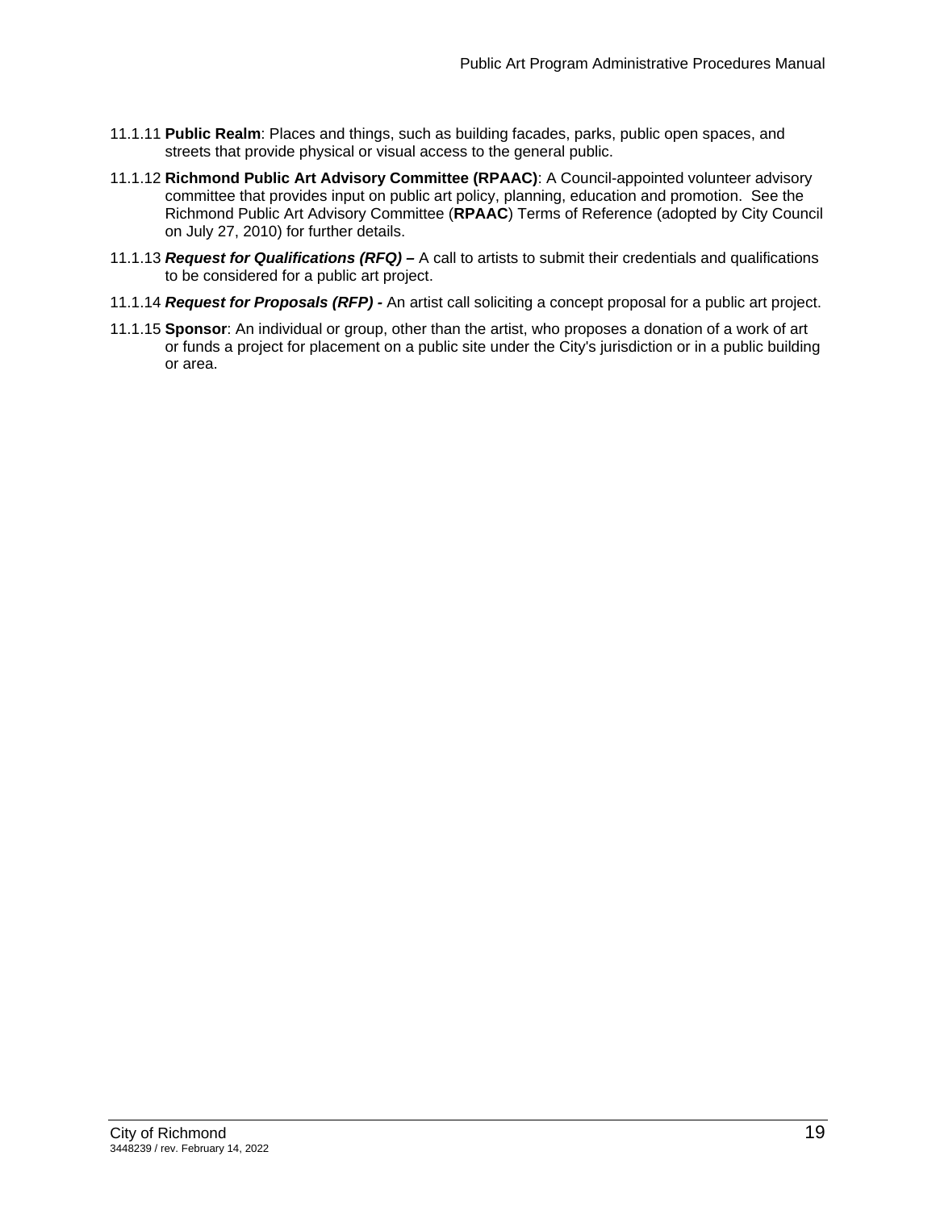11.1.11 **Public Realm**: Places and things, such as building facades, parks, public open spaces, and streets that provide physical or visual access to the general public.

11.1.12 **Richmond Public Art Advisory Committee (RPAAC)**: A Council-appointed volunteer advisory committee that provides input on public art policy, planning, education and promotion. See the Richmond Public Art Advisory Committee (**RPAAC**) Terms of Reference (adopted by City Council on July 27, 2010) for further details.

11.1.13 ***Request for Qualifications (RFQ) –*** A call to artists to submit their credentials and qualifications to be considered for a public art project.

11.1.14 ***Request for Proposals (RFP) -*** An artist call soliciting a concept proposal for a public art project.

11.1.15 **Sponsor**: An individual or group, other than the artist, who proposes a donation of a work of art or funds a project for placement on a public site under the City's jurisdiction or in a public building or area.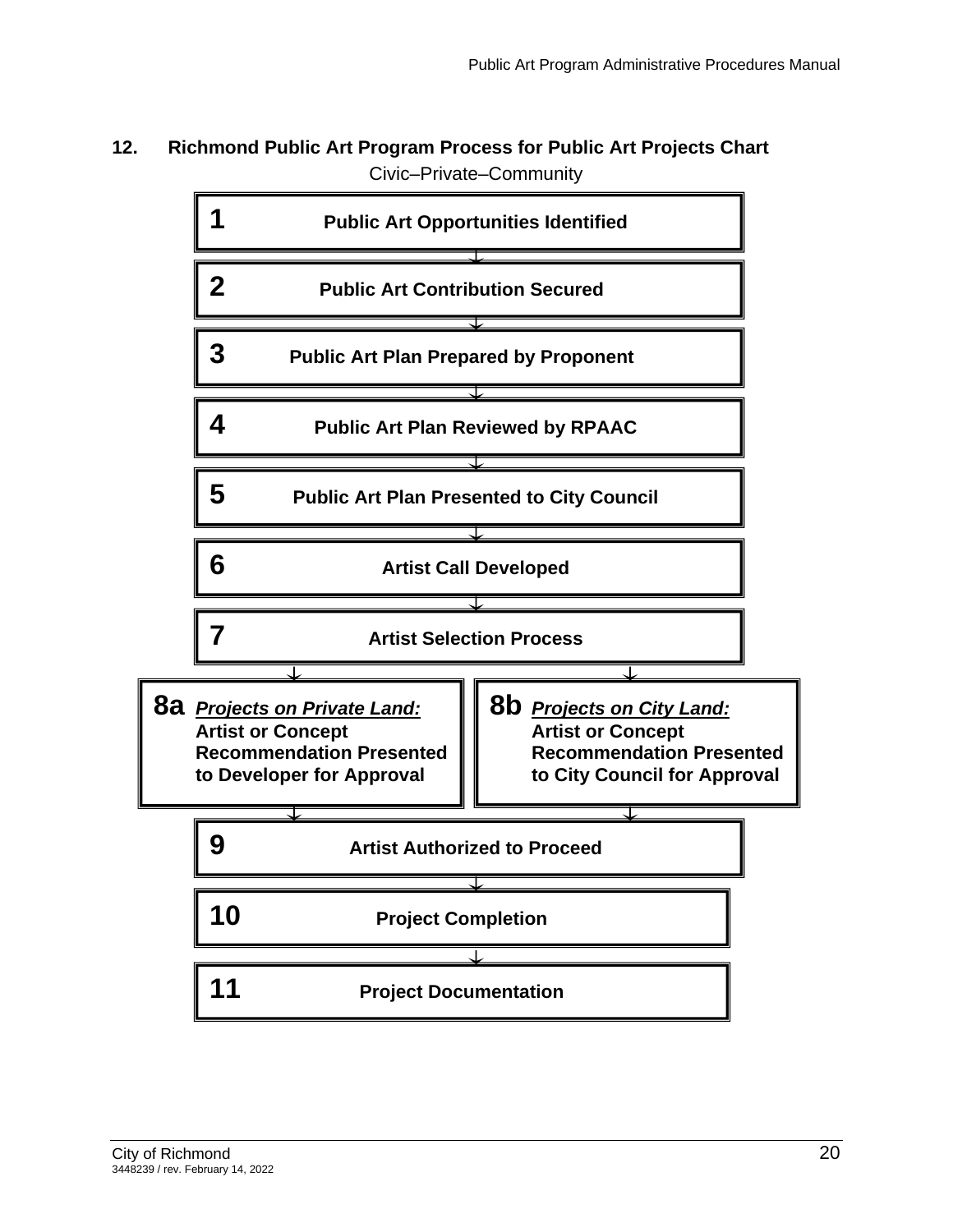## 12. Richmond Public Art Program Process for Public Art Projects Chart

Civic–Private–Community

**1** **Public Art Opportunities Identified**

**2** **Public Art Contribution Secured**

**3** **Public Art Plan Prepared by Proponent**

**4** **Public Art Plan Reviewed by RPAAC**

**5** **Public Art Plan Presented to City Council**

**6** **Artist Call Developed**

**7** **Artist Selection Process**

**8a** ***Projects on Private Land:*** **Artist or Concept Recommendation Presented to Developer for Approval**

**8b** ***Projects on City Land:*** **Artist or Concept Recommendation Presented to City Council for Approval**

**9** **Artist Authorized to Proceed**

**10** **Project Completion**

**11** **Project Documentation**